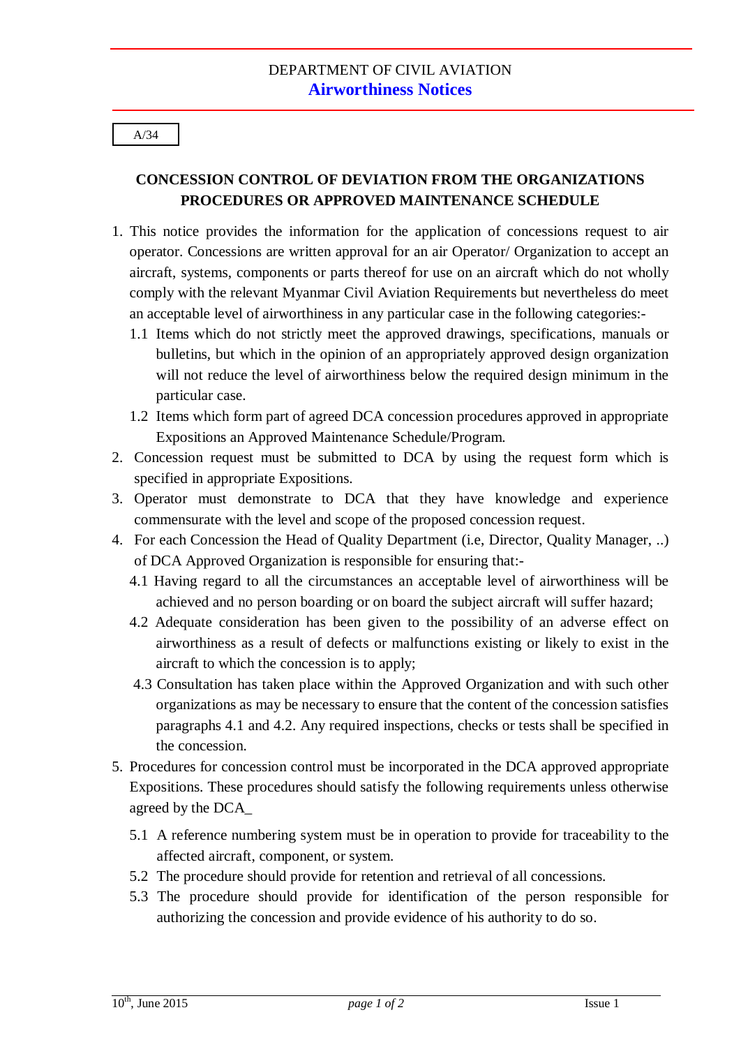DEPARTMENT OF CIVIL AVIATION

**Airworthiness Notices**

A/34

## CONCESSION CONTROL OF DEVIATION FROM THE ORGANIZATIONS PROCEDURES OR APPROVED MAINTENANCE SCHEDULE

1. This notice provides the information for the application of concessions request to air operator. Concessions are written approval for an air Operator/ Organization to accept an aircraft, systems, components or parts thereof for use on an aircraft which do not wholly comply with the relevant Myanmar Civil Aviation Requirements but nevertheless do meet an acceptable level of airworthiness in any particular case in the following categories:-
   - 1.1 Items which do not strictly meet the approved drawings, specifications, manuals or bulletins, but which in the opinion of an appropriately approved design organization will not reduce the level of airworthiness below the required design minimum in the particular case.
   - 1.2 Items which form part of agreed DCA concession procedures approved in appropriate Expositions an Approved Maintenance Schedule/Program.
2. Concession request must be submitted to DCA by using the request form which is specified in appropriate Expositions.
3. Operator must demonstrate to DCA that they have knowledge and experience commensurate with the level and scope of the proposed concession request.
4. For each Concession the Head of Quality Department (i.e, Director, Quality Manager, ..) of DCA Approved Organization is responsible for ensuring that:-
   - 4.1 Having regard to all the circumstances an acceptable level of airworthiness will be achieved and no person boarding or on board the subject aircraft will suffer hazard;
   - 4.2 Adequate consideration has been given to the possibility of an adverse effect on airworthiness as a result of defects or malfunctions existing or likely to exist in the aircraft to which the concession is to apply;
   - 4.3 Consultation has taken place within the Approved Organization and with such other organizations as may be necessary to ensure that the content of the concession satisfies paragraphs 4.1 and 4.2. Any required inspections, checks or tests shall be specified in the concession.
5. Procedures for concession control must be incorporated in the DCA approved appropriate Expositions. These procedures should satisfy the following requirements unless otherwise agreed by the DCA_
   - 5.1 A reference numbering system must be in operation to provide for traceability to the affected aircraft, component, or system.
   - 5.2 The procedure should provide for retention and retrieval of all concessions.
   - 5.3 The procedure should provide for identification of the person responsible for authorizing the concession and provide evidence of his authority to do so.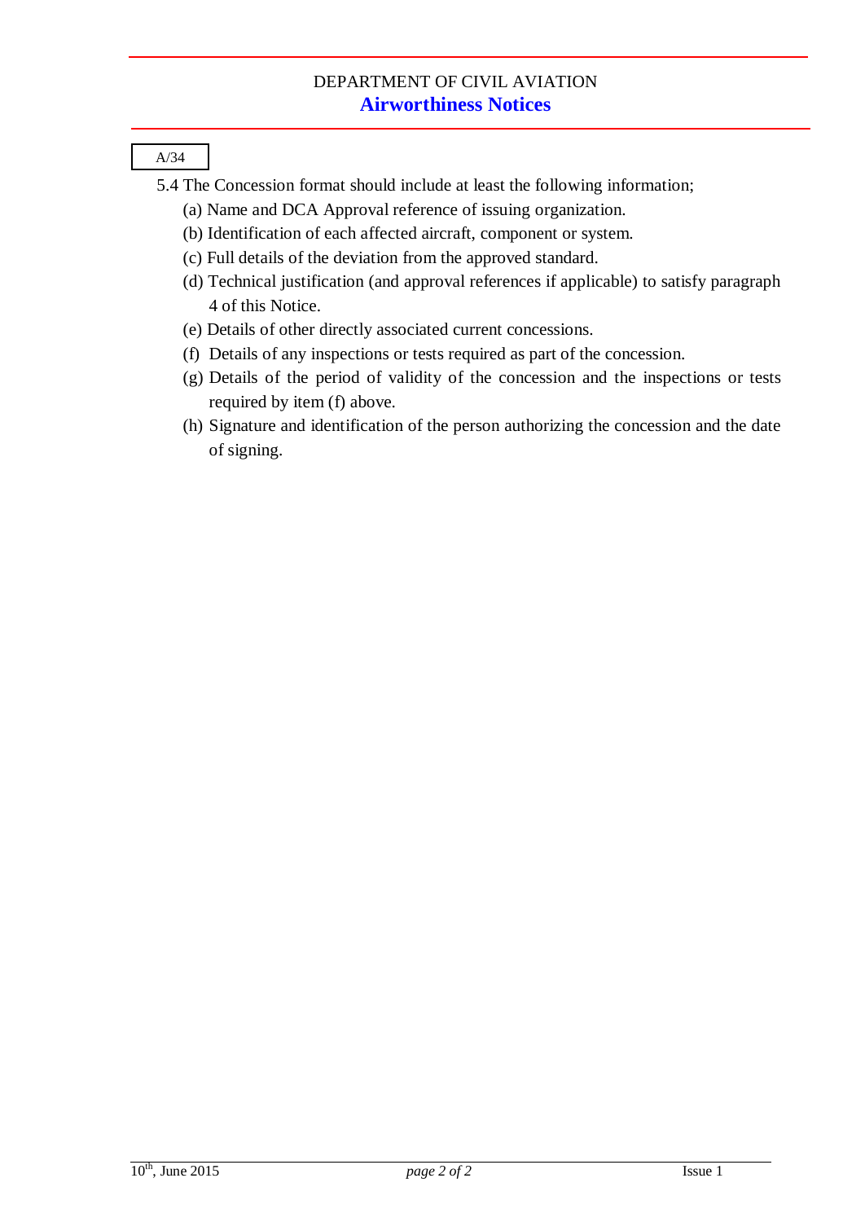5.4 The Concession format should include at least the following information;

(a) Name and DCA Approval reference of issuing organization.

(b) Identification of each affected aircraft, component or system.

(c) Full details of the deviation from the approved standard.

(d) Technical justification (and approval references if applicable) to satisfy paragraph 4 of this Notice.

(e) Details of other directly associated current concessions.

(f) Details of any inspections or tests required as part of the concession.

(g) Details of the period of validity of the concession and the inspections or tests required by item (f) above.

(h) Signature and identification of the person authorizing the concession and the date of signing.